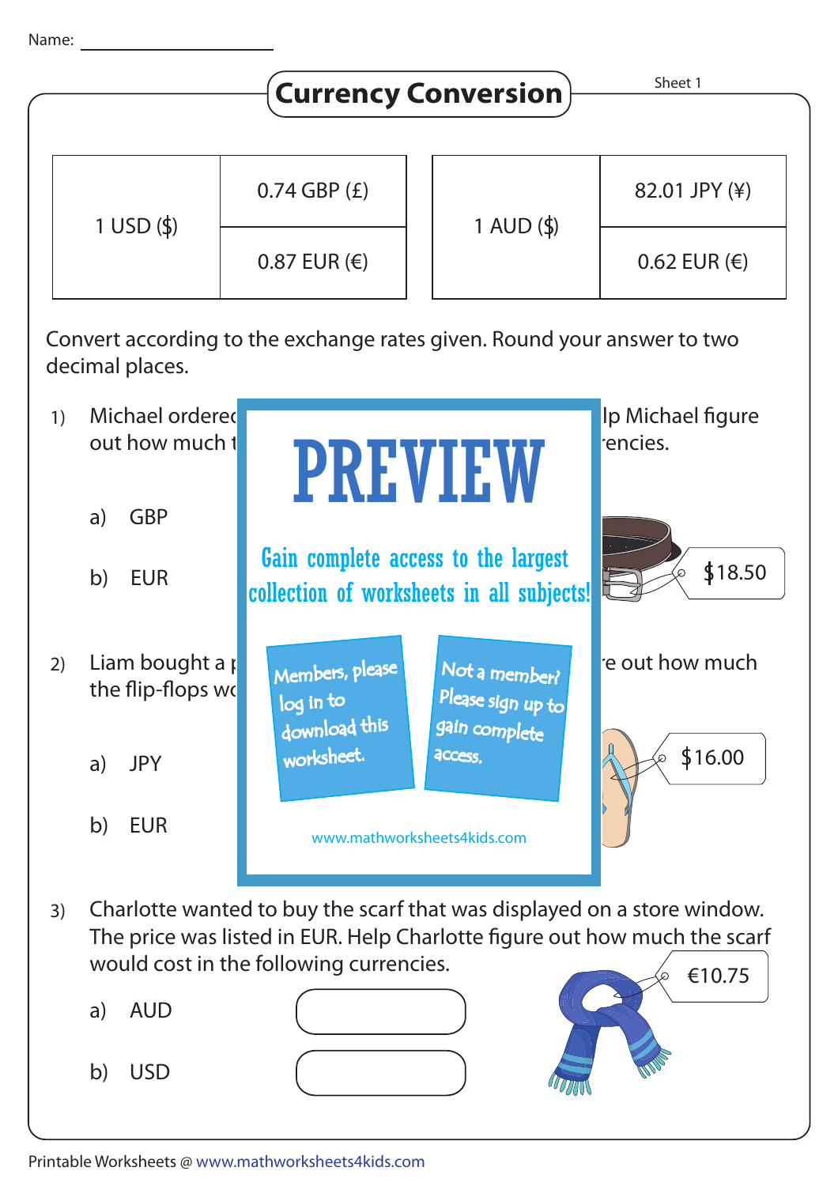Name: ____________________

# Currency Conversion

Sheet 1

| 1 USD ($) | 0.74 GBP (£) |
|---|---|
| | 0.87 EUR (€) |

| 1 AUD ($) | 82.01 JPY (¥) |
|---|---|
| | 0.62 EUR (€) |

Convert according to the exchange rates given. Round your answer to two decimal places.

1) Michael ordered lp Michael figure out how much t encies.

a) GBP

b) EUR

$18.50

2) Liam bought a p e out how much the flip-flops wo

a) JPY

b) EUR

$16.00

PREVIEW

Gain complete access to the largest collection of worksheets in all subjects!

Members, please log in to download this worksheet.

Not a member? Please sign up to gain complete access.

www.mathworksheets4kids.com

3) Charlotte wanted to buy the scarf that was displayed on a store window. The price was listed in EUR. Help Charlotte figure out how much the scarf would cost in the following currencies.

€10.75

a) AUD

b) USD

Printable Worksheets @ www.mathworksheets4kids.com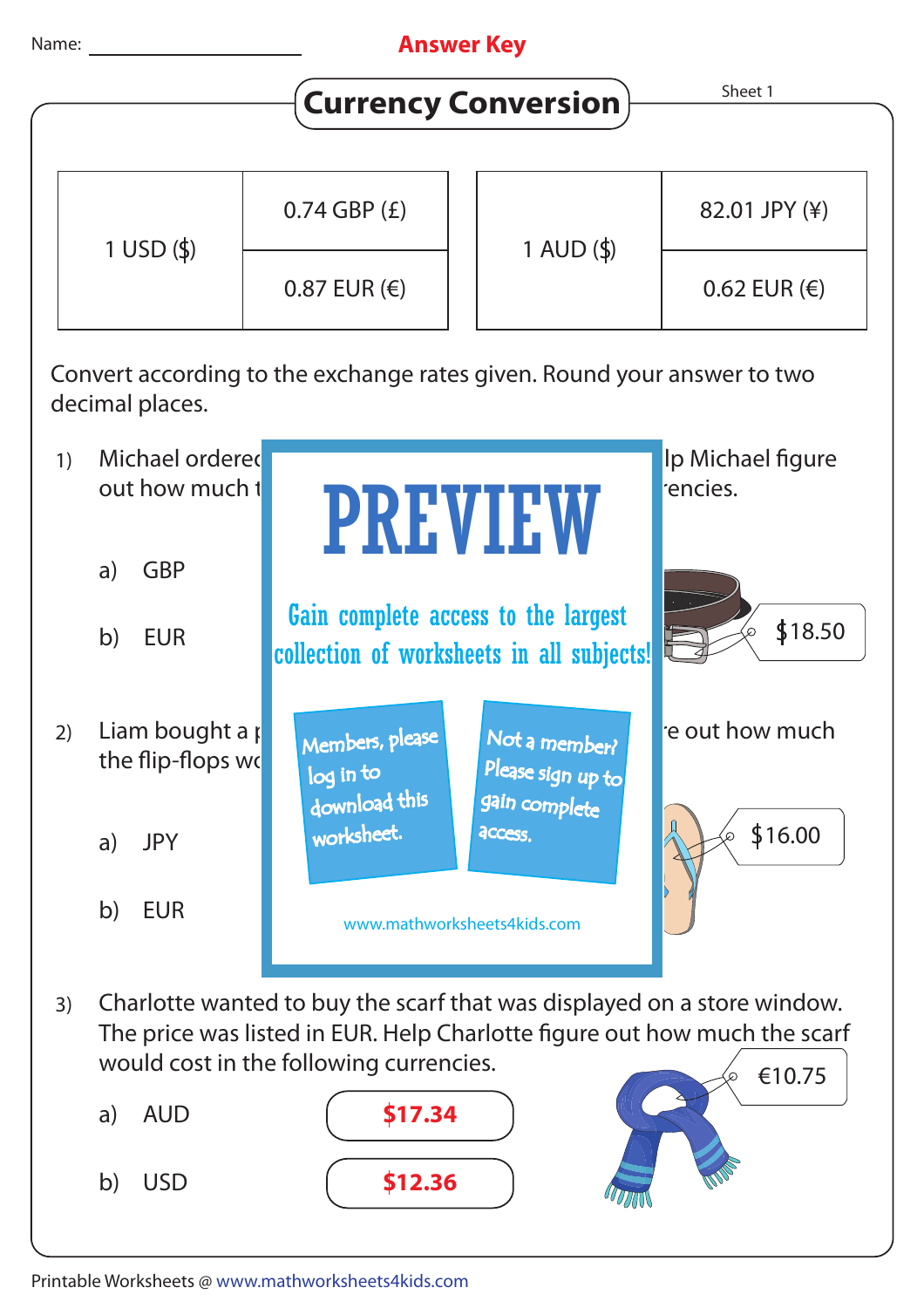Name: ____________ **Answer Key**

# Currency Conversion

Sheet 1

| | |
|---|---|
| 1 USD ($) | 0.74 GBP (£) |
| | 0.87 EUR (€) |

| | |
|---|---|
| 1 AUD ($) | 82.01 JPY (¥) |
| | 0.62 EUR (€) |

Convert according to the exchange rates given. Round your answer to two decimal places.

1) Michael ordered ... lp Michael figure out how much t... encies.

a) GBP

b) EUR

$18.50

PREVIEW

Gain complete access to the largest collection of worksheets in all subjects!

Members, please log in to download this worksheet.

Not a member? Please sign up to gain complete access.

www.mathworksheets4kids.com

2) Liam bought a ... e out how much the flip-flops w...

a) JPY

b) EUR

$16.00

3) Charlotte wanted to buy the scarf that was displayed on a store window. The price was listed in EUR. Help Charlotte figure out how much the scarf would cost in the following currencies.

€10.75

a) AUD **$17.34**

b) USD **$12.36**

Printable Worksheets @ www.mathworksheets4kids.com